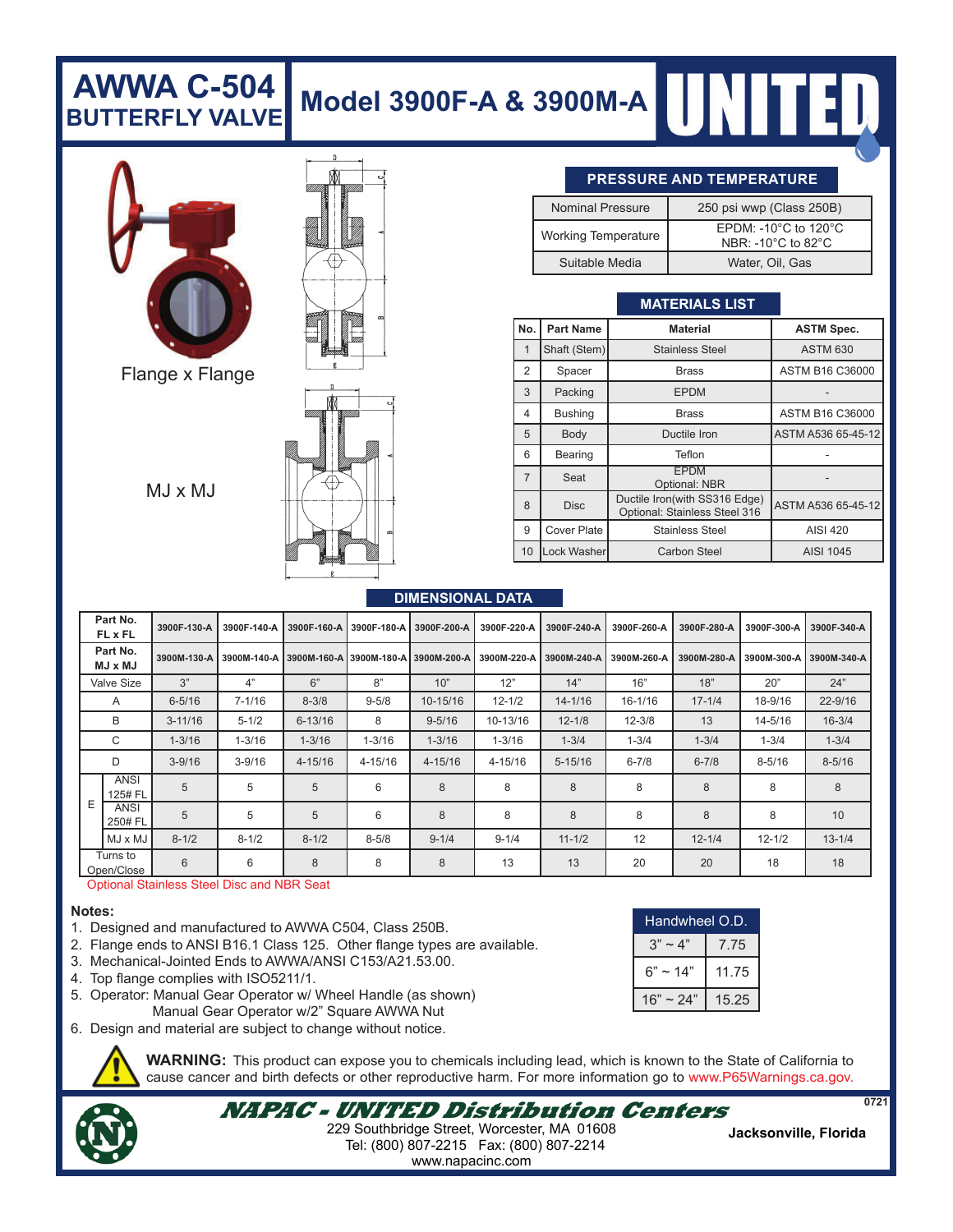# AWWA C-504 BUTTERFLY VALVE

# Model 3900F-A & 3900M-A

UNITED

Flange x Flange

MJ x MJ

## PRESSURE AND TEMPERATURE

| | |
|---|---|
| Nominal Pressure | 250 psi wwp (Class 250B) |
| Working Temperature | EPDM: -10°C to 120°C<br>NBR: -10°C to 82°C |
| Suitable Media | Water, Oil, Gas |

## MATERIALS LIST

| No. | Part Name | Material | ASTM Spec. |
|---|---|---|---|
| 1 | Shaft (Stem) | Stainless Steel | ASTM 630 |
| 2 | Spacer | Brass | ASTM B16 C36000 |
| 3 | Packing | EPDM | - |
| 4 | Bushing | Brass | ASTM B16 C36000 |
| 5 | Body | Ductile Iron | ASTM A536 65-45-12 |
| 6 | Bearing | Teflon | - |
| 7 | Seat | EPDM<br>Optional: NBR | - |
| 8 | Disc | Ductile Iron(with SS316 Edge)<br>Optional: Stainless Steel 316 | ASTM A536 65-45-12 |
| 9 | Cover Plate | Stainless Steel | AISI 420 |
| 10 | Lock Washer | Carbon Steel | AISI 1045 |

## DIMENSIONAL DATA

| Part No. FL x FL | | 3900F-130-A | 3900F-140-A | 3900F-160-A | 3900F-180-A | 3900F-200-A | 3900F-220-A | 3900F-240-A | 3900F-260-A | 3900F-280-A | 3900F-300-A | 3900F-340-A |
|---|---|---|---|---|---|---|---|---|---|---|---|---|
| Part No. MJ x MJ | | 3900M-130-A | 3900M-140-A | 3900M-160-A | 3900M-180-A | 3900M-200-A | 3900M-220-A | 3900M-240-A | 3900M-260-A | 3900M-280-A | 3900M-300-A | 3900M-340-A |
| Valve Size | | 3" | 4" | 6" | 8" | 10" | 12" | 14" | 16" | 18" | 20" | 24" |
| A | | 6-5/16 | 7-1/16 | 8-3/8 | 9-5/8 | 10-15/16 | 12-1/2 | 14-1/16 | 16-1/16 | 17-1/4 | 18-9/16 | 22-9/16 |
| B | | 3-11/16 | 5-1/2 | 6-13/16 | 8 | 9-5/16 | 10-13/16 | 12-1/8 | 12-3/8 | 13 | 14-5/16 | 16-3/4 |
| C | | 1-3/16 | 1-3/16 | 1-3/16 | 1-3/16 | 1-3/16 | 1-3/16 | 1-3/4 | 1-3/4 | 1-3/4 | 1-3/4 | 1-3/4 |
| D | | 3-9/16 | 3-9/16 | 4-15/16 | 4-15/16 | 4-15/16 | 4-15/16 | 5-15/16 | 6-7/8 | 6-7/8 | 8-5/16 | 8-5/16 |
| E | ANSI 125# FL | 5 | 5 | 5 | 6 | 8 | 8 | 8 | 8 | 8 | 8 | 8 |
| | ANSI 250# FL | 5 | 5 | 5 | 6 | 8 | 8 | 8 | 8 | 8 | 8 | 10 |
| | MJ x MJ | 8-1/2 | 8-1/2 | 8-1/2 | 8-5/8 | 9-1/4 | 9-1/4 | 11-1/2 | 12 | 12-1/4 | 12-1/2 | 13-1/4 |
| Turns to Open/Close | | 6 | 6 | 8 | 8 | 8 | 13 | 13 | 20 | 20 | 18 | 18 |

Optional Stainless Steel Disc and NBR Seat

**Notes:**

1. Designed and manufactured to AWWA C504, Class 250B.
2. Flange ends to ANSI B16.1 Class 125. Other flange types are available.
3. Mechanical-Jointed Ends to AWWA/ANSI C153/A21.53.00.
4. Top flange complies with ISO5211/1.
5. Operator: Manual Gear Operator w/ Wheel Handle (as shown)
   Manual Gear Operator w/2" Square AWWA Nut
6. Design and material are subject to change without notice.

| Handwheel O.D. | |
|---|---|
| 3" ~ 4" | 7.75 |
| 6" ~ 14" | 11.75 |
| 16" ~ 24" | 15.25 |

**WARNING:** This product can expose you to chemicals including lead, which is known to the State of California to cause cancer and birth defects or other reproductive harm. For more information go to www.P65Warnings.ca.gov.

***NAPAC - UNITED Distribution Centers***

229 Southbridge Street, Worcester, MA 01608
Tel: (800) 807-2215 Fax: (800) 807-2214
www.napacinc.com

**Jacksonville, Florida**

0721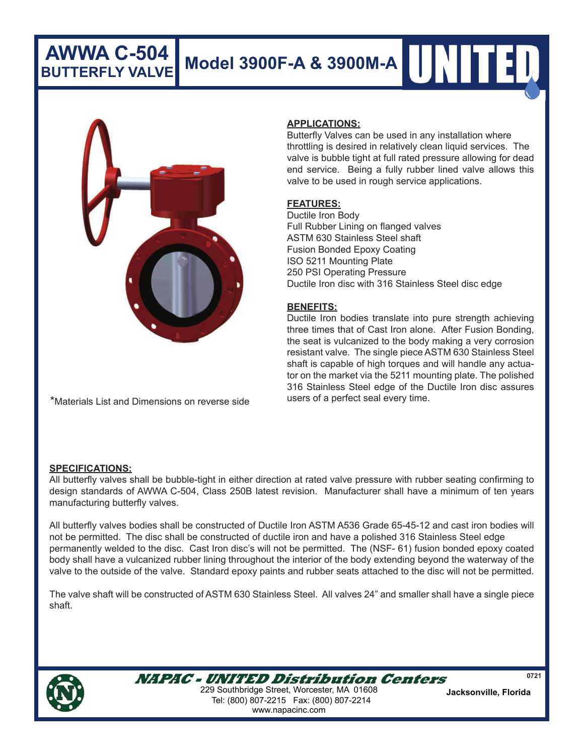# AWWA C-504 BUTTERFLY VALVE

## Model 3900F-A & 3900M-A

UNITED

*Materials List and Dimensions on reverse side

**APPLICATIONS:**

Butterfly Valves can be used in any installation where throttling is desired in relatively clean liquid services. The valve is bubble tight at full rated pressure allowing for dead end service. Being a fully rubber lined valve allows this valve to be used in rough service applications.

**FEATURES:**

Ductile Iron Body
Full Rubber Lining on flanged valves
ASTM 630 Stainless Steel shaft
Fusion Bonded Epoxy Coating
ISO 5211 Mounting Plate
250 PSI Operating Pressure
Ductile Iron disc with 316 Stainless Steel disc edge

**BENEFITS:**

Ductile Iron bodies translate into pure strength achieving three times that of Cast Iron alone. After Fusion Bonding, the seat is vulcanized to the body making a very corrosion resistant valve. The single piece ASTM 630 Stainless Steel shaft is capable of high torques and will handle any actuator on the market via the 5211 mounting plate. The polished 316 Stainless Steel edge of the Ductile Iron disc assures users of a perfect seal every time.

**SPECIFICATIONS:**

All butterfly valves shall be bubble-tight in either direction at rated valve pressure with rubber seating confirming to design standards of AWWA C-504, Class 250B latest revision. Manufacturer shall have a minimum of ten years manufacturing butterfly valves.

All butterfly valves bodies shall be constructed of Ductile Iron ASTM A536 Grade 65-45-12 and cast iron bodies will not be permitted. The disc shall be constructed of ductile iron and have a polished 316 Stainless Steel edge permanently welded to the disc. Cast Iron disc's will not be permitted. The (NSF- 61) fusion bonded epoxy coated body shall have a vulcanized rubber lining throughout the interior of the body extending beyond the waterway of the valve to the outside of the valve. Standard epoxy paints and rubber seats attached to the disc will not be permitted.

The valve shaft will be constructed of ASTM 630 Stainless Steel. All valves 24" and smaller shall have a single piece shaft.

**NAPAC - UNITED Distribution Centers**

229 Southbridge Street, Worcester, MA 01608
Tel: (800) 807-2215 Fax: (800) 807-2214
www.napacinc.com

Jacksonville, Florida

0721